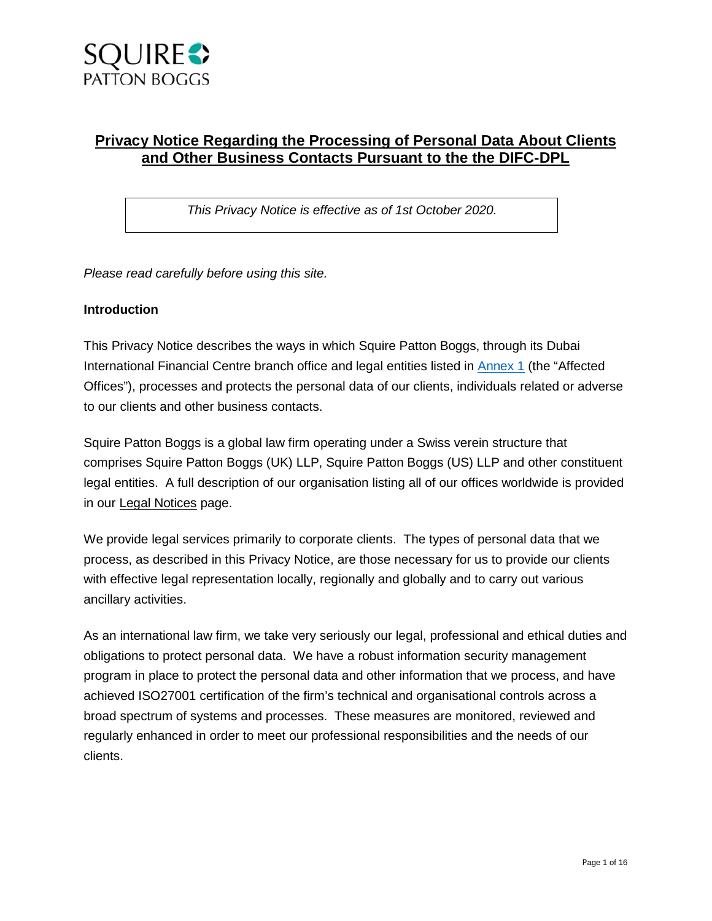SQUIRE PATTON BOGGS

# Privacy Notice Regarding the Processing of Personal Data About Clients and Other Business Contacts Pursuant to the the DIFC-DPL

*This Privacy Notice is effective as of 1st October 2020.*

*Please read carefully before using this site.*

**Introduction**

This Privacy Notice describes the ways in which Squire Patton Boggs, through its Dubai International Financial Centre branch office and legal entities listed in Annex 1 (the "Affected Offices"), processes and protects the personal data of our clients, individuals related or adverse to our clients and other business contacts.

Squire Patton Boggs is a global law firm operating under a Swiss verein structure that comprises Squire Patton Boggs (UK) LLP, Squire Patton Boggs (US) LLP and other constituent legal entities. A full description of our organisation listing all of our offices worldwide is provided in our Legal Notices page.

We provide legal services primarily to corporate clients. The types of personal data that we process, as described in this Privacy Notice, are those necessary for us to provide our clients with effective legal representation locally, regionally and globally and to carry out various ancillary activities.

As an international law firm, we take very seriously our legal, professional and ethical duties and obligations to protect personal data. We have a robust information security management program in place to protect the personal data and other information that we process, and have achieved ISO27001 certification of the firm's technical and organisational controls across a broad spectrum of systems and processes. These measures are monitored, reviewed and regularly enhanced in order to meet our professional responsibilities and the needs of our clients.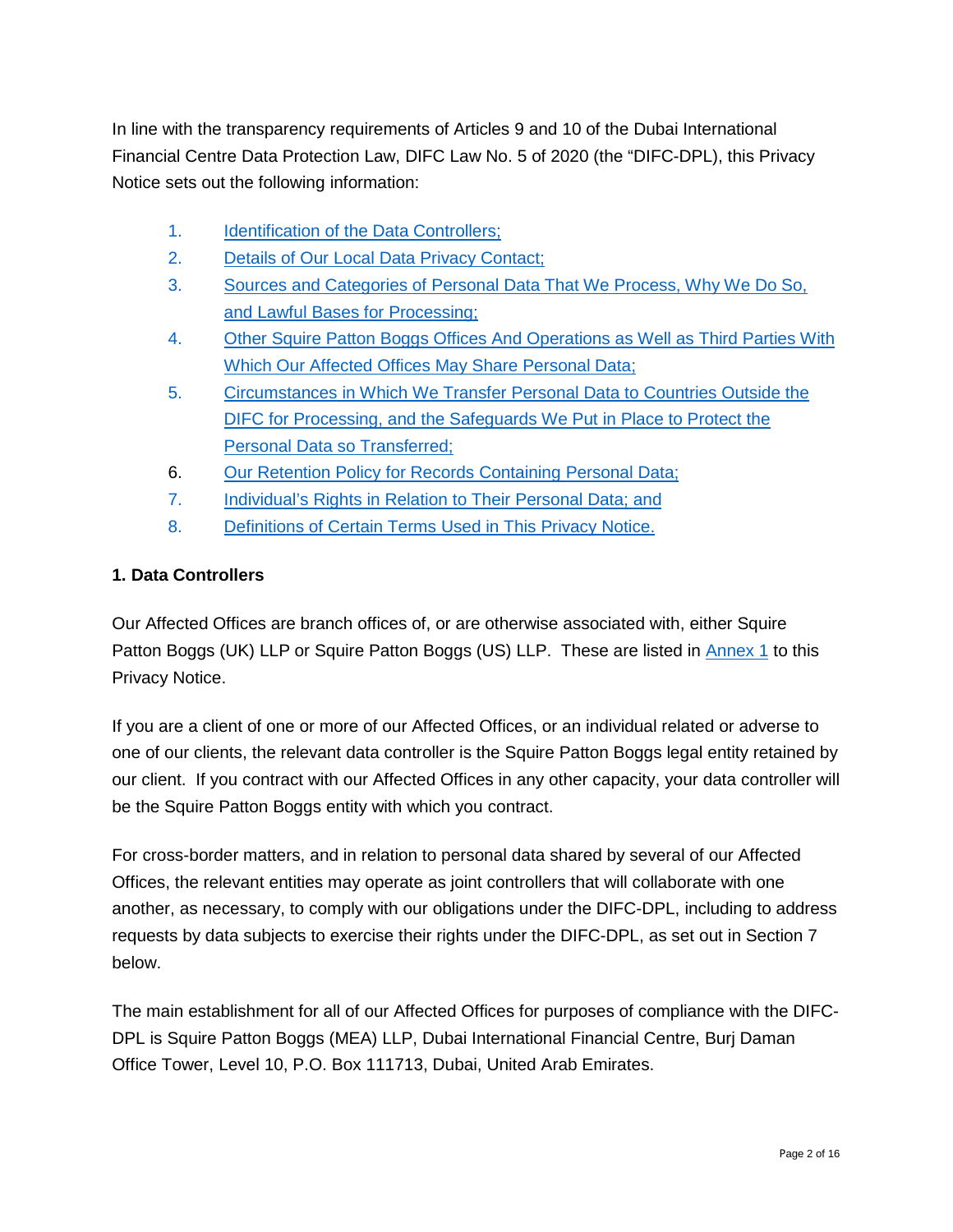In line with the transparency requirements of Articles 9 and 10 of the Dubai International Financial Centre Data Protection Law, DIFC Law No. 5 of 2020 (the "DIFC-DPL), this Privacy Notice sets out the following information:

1. Identification of the Data Controllers;
2. Details of Our Local Data Privacy Contact;
3. Sources and Categories of Personal Data That We Process, Why We Do So, and Lawful Bases for Processing;
4. Other Squire Patton Boggs Offices And Operations as Well as Third Parties With Which Our Affected Offices May Share Personal Data;
5. Circumstances in Which We Transfer Personal Data to Countries Outside the DIFC for Processing, and the Safeguards We Put in Place to Protect the Personal Data so Transferred;
6. Our Retention Policy for Records Containing Personal Data;
7. Individual's Rights in Relation to Their Personal Data; and
8. Definitions of Certain Terms Used in This Privacy Notice.

## 1. Data Controllers

Our Affected Offices are branch offices of, or are otherwise associated with, either Squire Patton Boggs (UK) LLP or Squire Patton Boggs (US) LLP. These are listed in Annex 1 to this Privacy Notice.

If you are a client of one or more of our Affected Offices, or an individual related or adverse to one of our clients, the relevant data controller is the Squire Patton Boggs legal entity retained by our client. If you contract with our Affected Offices in any other capacity, your data controller will be the Squire Patton Boggs entity with which you contract.

For cross-border matters, and in relation to personal data shared by several of our Affected Offices, the relevant entities may operate as joint controllers that will collaborate with one another, as necessary, to comply with our obligations under the DIFC-DPL, including to address requests by data subjects to exercise their rights under the DIFC-DPL, as set out in Section 7 below.

The main establishment for all of our Affected Offices for purposes of compliance with the DIFC-DPL is Squire Patton Boggs (MEA) LLP, Dubai International Financial Centre, Burj Daman Office Tower, Level 10, P.O. Box 111713, Dubai, United Arab Emirates.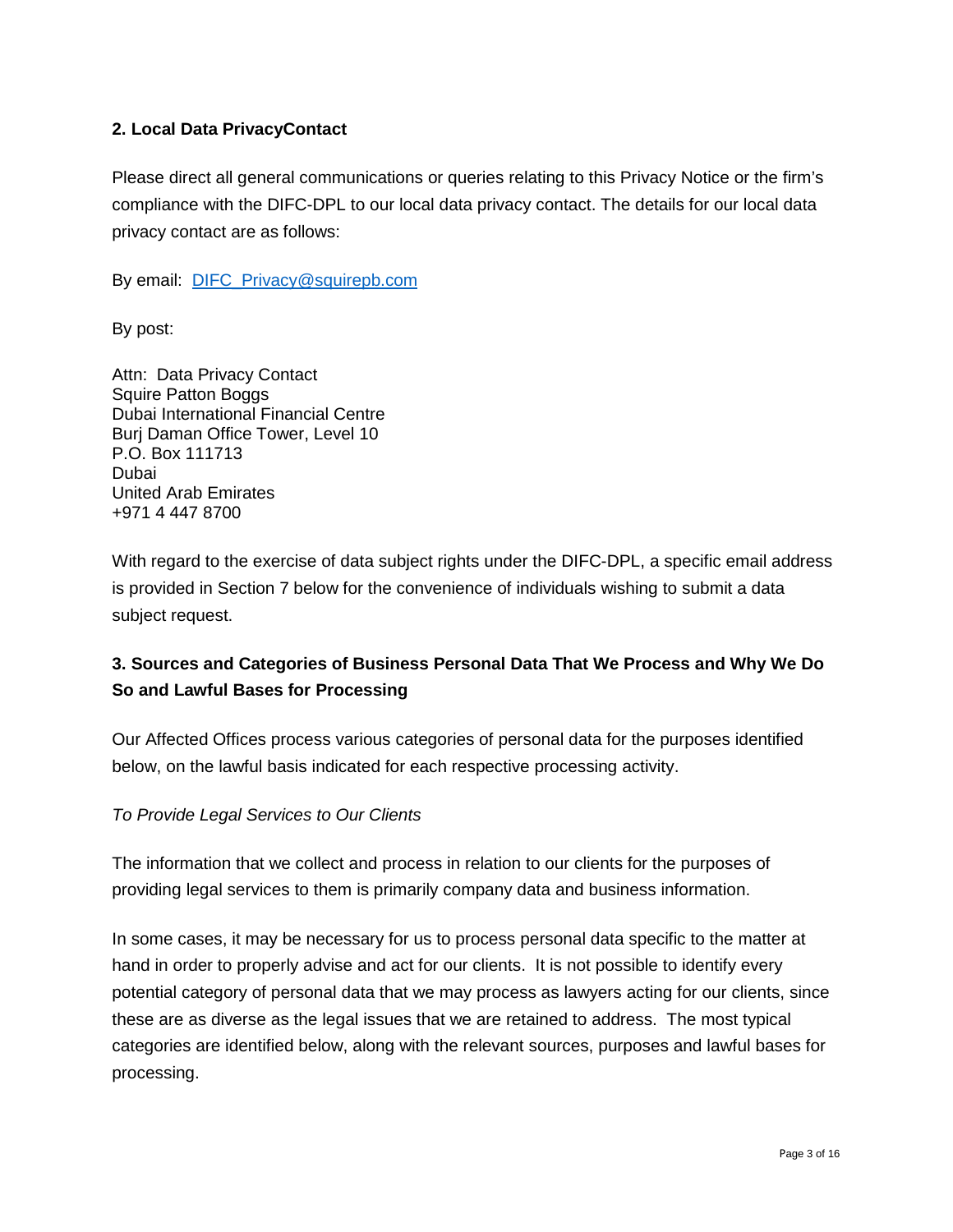## 2. Local Data PrivacyContact

Please direct all general communications or queries relating to this Privacy Notice or the firm's compliance with the DIFC-DPL to our local data privacy contact. The details for our local data privacy contact are as follows:

By email: [DIFC_Privacy@squirepb.com](mailto:DIFC_Privacy@squirepb.com)

By post:

Attn: Data Privacy Contact
Squire Patton Boggs
Dubai International Financial Centre
Burj Daman Office Tower, Level 10
P.O. Box 111713
Dubai
United Arab Emirates
+971 4 447 8700

With regard to the exercise of data subject rights under the DIFC-DPL, a specific email address is provided in Section 7 below for the convenience of individuals wishing to submit a data subject request.

## 3. Sources and Categories of Business Personal Data That We Process and Why We Do So and Lawful Bases for Processing

Our Affected Offices process various categories of personal data for the purposes identified below, on the lawful basis indicated for each respective processing activity.

*To Provide Legal Services to Our Clients*

The information that we collect and process in relation to our clients for the purposes of providing legal services to them is primarily company data and business information.

In some cases, it may be necessary for us to process personal data specific to the matter at hand in order to properly advise and act for our clients. It is not possible to identify every potential category of personal data that we may process as lawyers acting for our clients, since these are as diverse as the legal issues that we are retained to address. The most typical categories are identified below, along with the relevant sources, purposes and lawful bases for processing.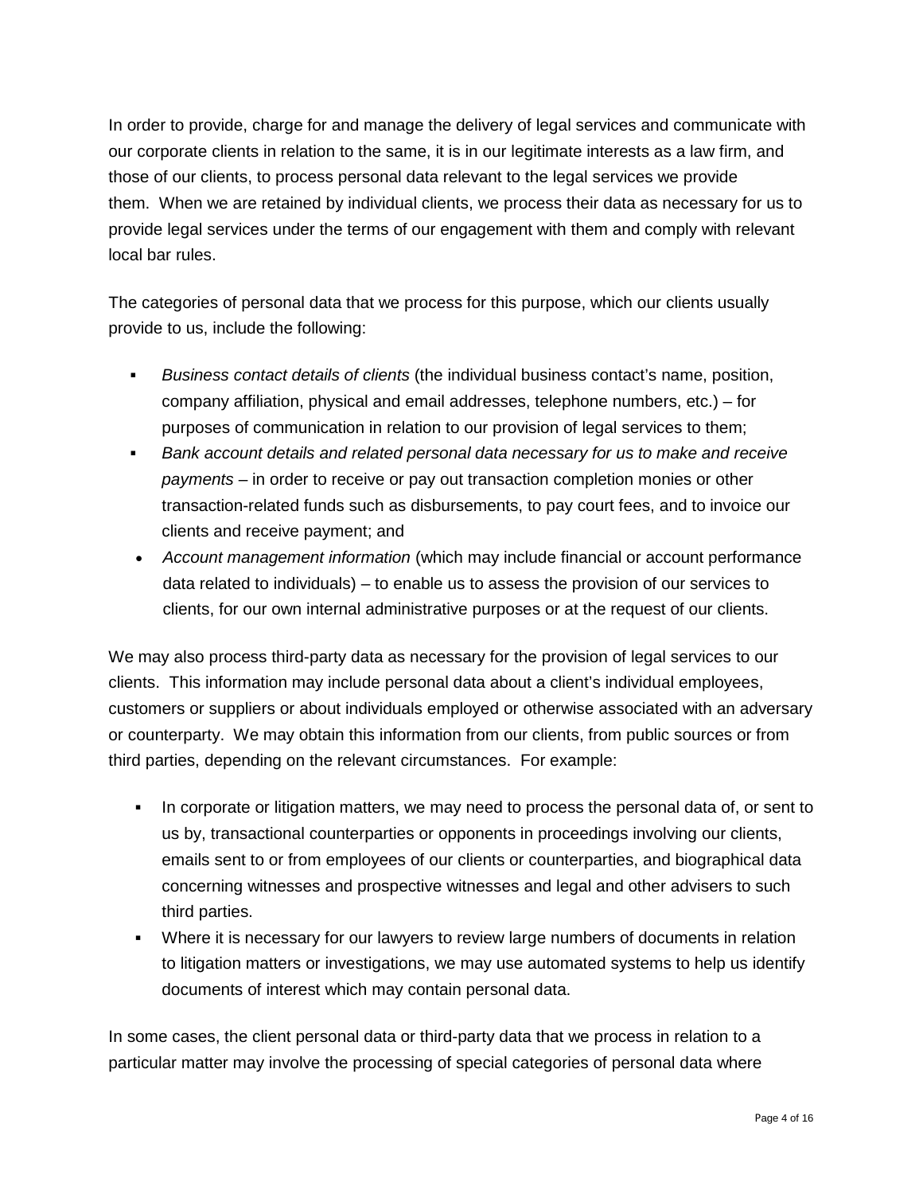In order to provide, charge for and manage the delivery of legal services and communicate with our corporate clients in relation to the same, it is in our legitimate interests as a law firm, and those of our clients, to process personal data relevant to the legal services we provide them. When we are retained by individual clients, we process their data as necessary for us to provide legal services under the terms of our engagement with them and comply with relevant local bar rules.

The categories of personal data that we process for this purpose, which our clients usually provide to us, include the following:

- *Business contact details of clients* (the individual business contact's name, position, company affiliation, physical and email addresses, telephone numbers, etc.) – for purposes of communication in relation to our provision of legal services to them;
- *Bank account details and related personal data necessary for us to make and receive payments* – in order to receive or pay out transaction completion monies or other transaction-related funds such as disbursements, to pay court fees, and to invoice our clients and receive payment; and
- *Account management information* (which may include financial or account performance data related to individuals) – to enable us to assess the provision of our services to clients, for our own internal administrative purposes or at the request of our clients.

We may also process third-party data as necessary for the provision of legal services to our clients. This information may include personal data about a client's individual employees, customers or suppliers or about individuals employed or otherwise associated with an adversary or counterparty. We may obtain this information from our clients, from public sources or from third parties, depending on the relevant circumstances. For example:

- In corporate or litigation matters, we may need to process the personal data of, or sent to us by, transactional counterparties or opponents in proceedings involving our clients, emails sent to or from employees of our clients or counterparties, and biographical data concerning witnesses and prospective witnesses and legal and other advisers to such third parties.
- Where it is necessary for our lawyers to review large numbers of documents in relation to litigation matters or investigations, we may use automated systems to help us identify documents of interest which may contain personal data.

In some cases, the client personal data or third-party data that we process in relation to a particular matter may involve the processing of special categories of personal data where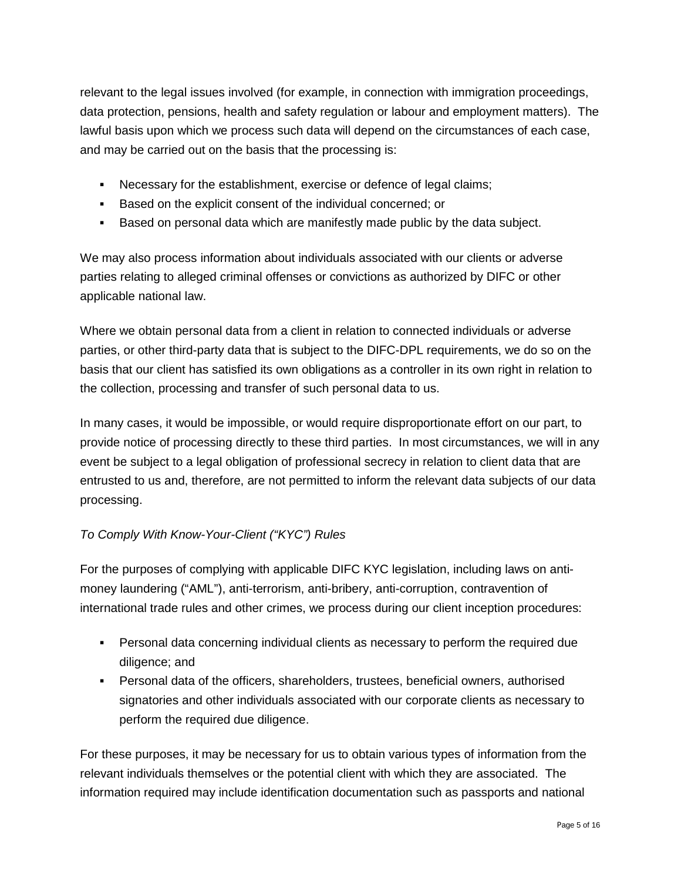relevant to the legal issues involved (for example, in connection with immigration proceedings, data protection, pensions, health and safety regulation or labour and employment matters). The lawful basis upon which we process such data will depend on the circumstances of each case, and may be carried out on the basis that the processing is:

- Necessary for the establishment, exercise or defence of legal claims;
- Based on the explicit consent of the individual concerned; or
- Based on personal data which are manifestly made public by the data subject.

We may also process information about individuals associated with our clients or adverse parties relating to alleged criminal offenses or convictions as authorized by DIFC or other applicable national law.

Where we obtain personal data from a client in relation to connected individuals or adverse parties, or other third-party data that is subject to the DIFC-DPL requirements, we do so on the basis that our client has satisfied its own obligations as a controller in its own right in relation to the collection, processing and transfer of such personal data to us.

In many cases, it would be impossible, or would require disproportionate effort on our part, to provide notice of processing directly to these third parties. In most circumstances, we will in any event be subject to a legal obligation of professional secrecy in relation to client data that are entrusted to us and, therefore, are not permitted to inform the relevant data subjects of our data processing.

*To Comply With Know-Your-Client ("KYC") Rules*

For the purposes of complying with applicable DIFC KYC legislation, including laws on anti-money laundering ("AML"), anti-terrorism, anti-bribery, anti-corruption, contravention of international trade rules and other crimes, we process during our client inception procedures:

- Personal data concerning individual clients as necessary to perform the required due diligence; and
- Personal data of the officers, shareholders, trustees, beneficial owners, authorised signatories and other individuals associated with our corporate clients as necessary to perform the required due diligence.

For these purposes, it may be necessary for us to obtain various types of information from the relevant individuals themselves or the potential client with which they are associated. The information required may include identification documentation such as passports and national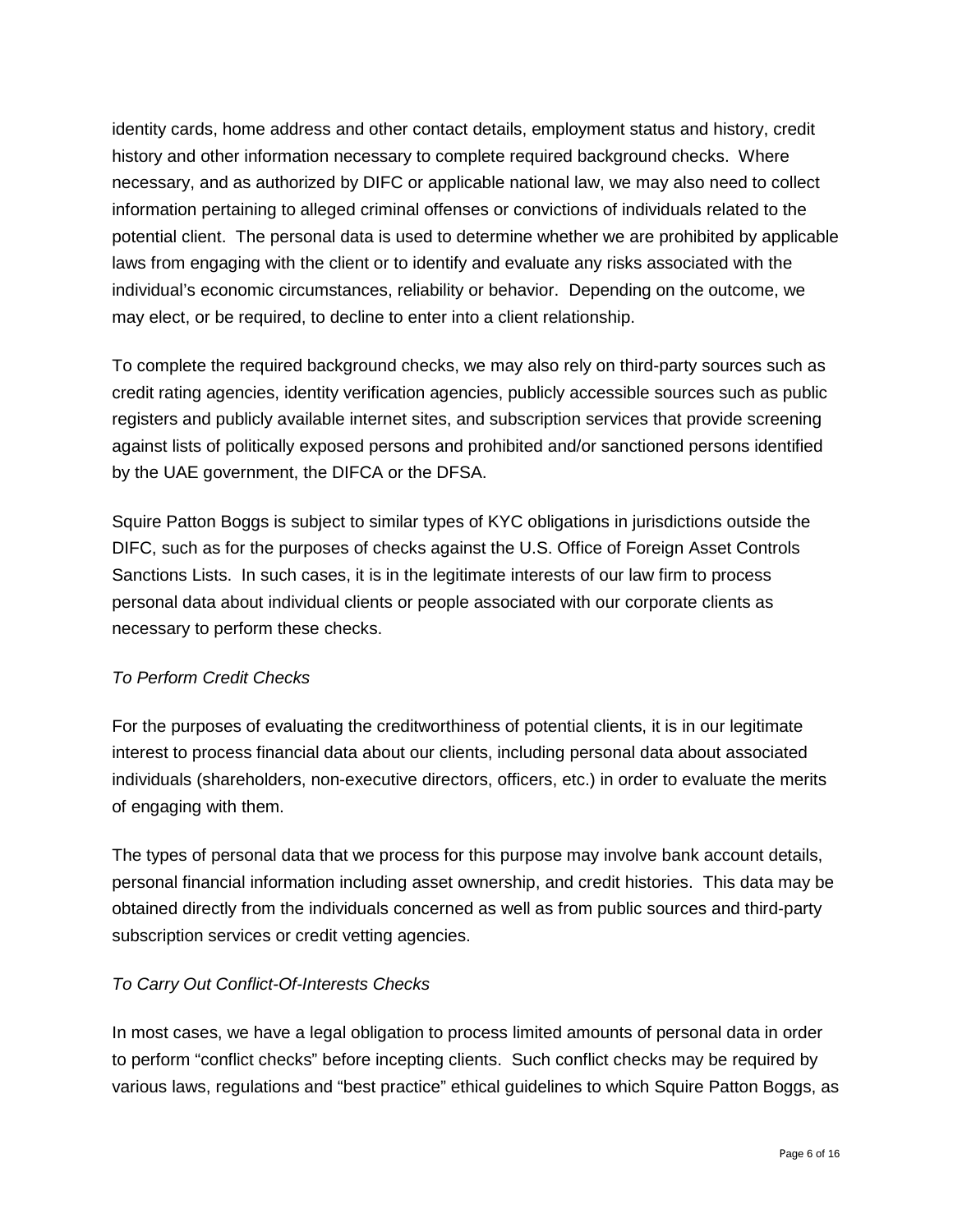identity cards, home address and other contact details, employment status and history, credit history and other information necessary to complete required background checks. Where necessary, and as authorized by DIFC or applicable national law, we may also need to collect information pertaining to alleged criminal offenses or convictions of individuals related to the potential client. The personal data is used to determine whether we are prohibited by applicable laws from engaging with the client or to identify and evaluate any risks associated with the individual's economic circumstances, reliability or behavior. Depending on the outcome, we may elect, or be required, to decline to enter into a client relationship.

To complete the required background checks, we may also rely on third-party sources such as credit rating agencies, identity verification agencies, publicly accessible sources such as public registers and publicly available internet sites, and subscription services that provide screening against lists of politically exposed persons and prohibited and/or sanctioned persons identified by the UAE government, the DIFCA or the DFSA.

Squire Patton Boggs is subject to similar types of KYC obligations in jurisdictions outside the DIFC, such as for the purposes of checks against the U.S. Office of Foreign Asset Controls Sanctions Lists. In such cases, it is in the legitimate interests of our law firm to process personal data about individual clients or people associated with our corporate clients as necessary to perform these checks.

*To Perform Credit Checks*

For the purposes of evaluating the creditworthiness of potential clients, it is in our legitimate interest to process financial data about our clients, including personal data about associated individuals (shareholders, non-executive directors, officers, etc.) in order to evaluate the merits of engaging with them.

The types of personal data that we process for this purpose may involve bank account details, personal financial information including asset ownership, and credit histories. This data may be obtained directly from the individuals concerned as well as from public sources and third-party subscription services or credit vetting agencies.

*To Carry Out Conflict-Of-Interests Checks*

In most cases, we have a legal obligation to process limited amounts of personal data in order to perform "conflict checks" before incepting clients. Such conflict checks may be required by various laws, regulations and "best practice" ethical guidelines to which Squire Patton Boggs, as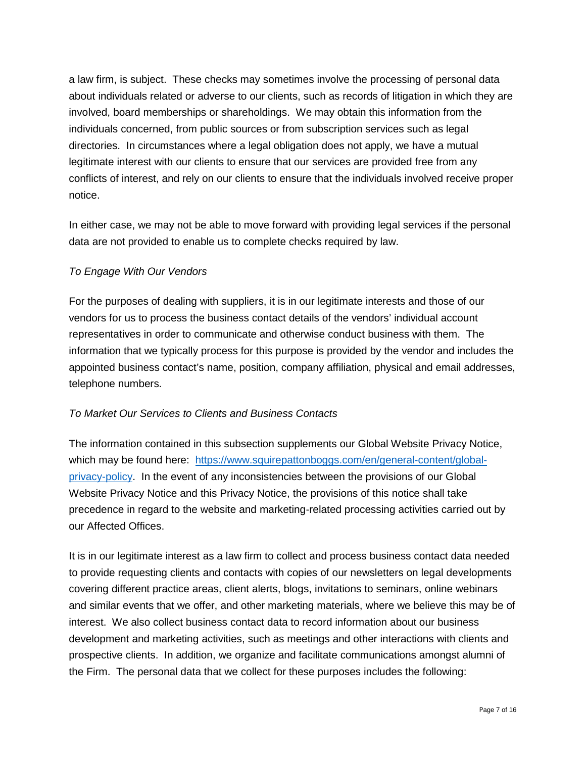a law firm, is subject. These checks may sometimes involve the processing of personal data about individuals related or adverse to our clients, such as records of litigation in which they are involved, board memberships or shareholdings. We may obtain this information from the individuals concerned, from public sources or from subscription services such as legal directories. In circumstances where a legal obligation does not apply, we have a mutual legitimate interest with our clients to ensure that our services are provided free from any conflicts of interest, and rely on our clients to ensure that the individuals involved receive proper notice.

In either case, we may not be able to move forward with providing legal services if the personal data are not provided to enable us to complete checks required by law.

*To Engage With Our Vendors*

For the purposes of dealing with suppliers, it is in our legitimate interests and those of our vendors for us to process the business contact details of the vendors' individual account representatives in order to communicate and otherwise conduct business with them. The information that we typically process for this purpose is provided by the vendor and includes the appointed business contact's name, position, company affiliation, physical and email addresses, telephone numbers.

*To Market Our Services to Clients and Business Contacts*

The information contained in this subsection supplements our Global Website Privacy Notice, which may be found here: [https://www.squirepattonboggs.com/en/general-content/global-privacy-policy](https://www.squirepattonboggs.com/en/general-content/global-privacy-policy). In the event of any inconsistencies between the provisions of our Global Website Privacy Notice and this Privacy Notice, the provisions of this notice shall take precedence in regard to the website and marketing-related processing activities carried out by our Affected Offices.

It is in our legitimate interest as a law firm to collect and process business contact data needed to provide requesting clients and contacts with copies of our newsletters on legal developments covering different practice areas, client alerts, blogs, invitations to seminars, online webinars and similar events that we offer, and other marketing materials, where we believe this may be of interest. We also collect business contact data to record information about our business development and marketing activities, such as meetings and other interactions with clients and prospective clients. In addition, we organize and facilitate communications amongst alumni of the Firm. The personal data that we collect for these purposes includes the following: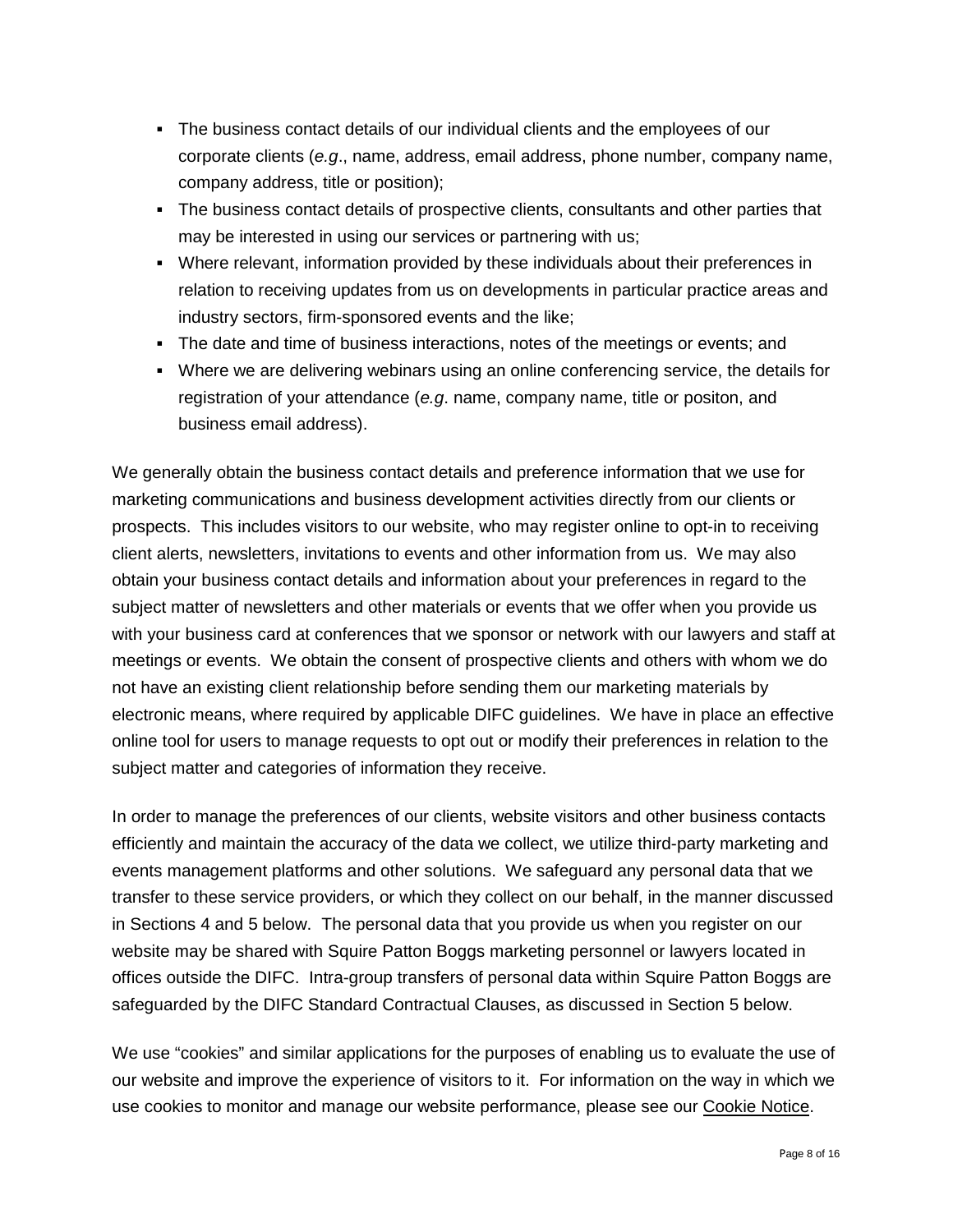- The business contact details of our individual clients and the employees of our corporate clients (*e.g*., name, address, email address, phone number, company name, company address, title or position);
- The business contact details of prospective clients, consultants and other parties that may be interested in using our services or partnering with us;
- Where relevant, information provided by these individuals about their preferences in relation to receiving updates from us on developments in particular practice areas and industry sectors, firm-sponsored events and the like;
- The date and time of business interactions, notes of the meetings or events; and
- Where we are delivering webinars using an online conferencing service, the details for registration of your attendance (*e.g*. name, company name, title or positon, and business email address).

We generally obtain the business contact details and preference information that we use for marketing communications and business development activities directly from our clients or prospects. This includes visitors to our website, who may register online to opt-in to receiving client alerts, newsletters, invitations to events and other information from us. We may also obtain your business contact details and information about your preferences in regard to the subject matter of newsletters and other materials or events that we offer when you provide us with your business card at conferences that we sponsor or network with our lawyers and staff at meetings or events. We obtain the consent of prospective clients and others with whom we do not have an existing client relationship before sending them our marketing materials by electronic means, where required by applicable DIFC guidelines. We have in place an effective online tool for users to manage requests to opt out or modify their preferences in relation to the subject matter and categories of information they receive.

In order to manage the preferences of our clients, website visitors and other business contacts efficiently and maintain the accuracy of the data we collect, we utilize third-party marketing and events management platforms and other solutions. We safeguard any personal data that we transfer to these service providers, or which they collect on our behalf, in the manner discussed in Sections 4 and 5 below. The personal data that you provide us when you register on our website may be shared with Squire Patton Boggs marketing personnel or lawyers located in offices outside the DIFC. Intra-group transfers of personal data within Squire Patton Boggs are safeguarded by the DIFC Standard Contractual Clauses, as discussed in Section 5 below.

We use "cookies" and similar applications for the purposes of enabling us to evaluate the use of our website and improve the experience of visitors to it. For information on the way in which we use cookies to monitor and manage our website performance, please see our Cookie Notice.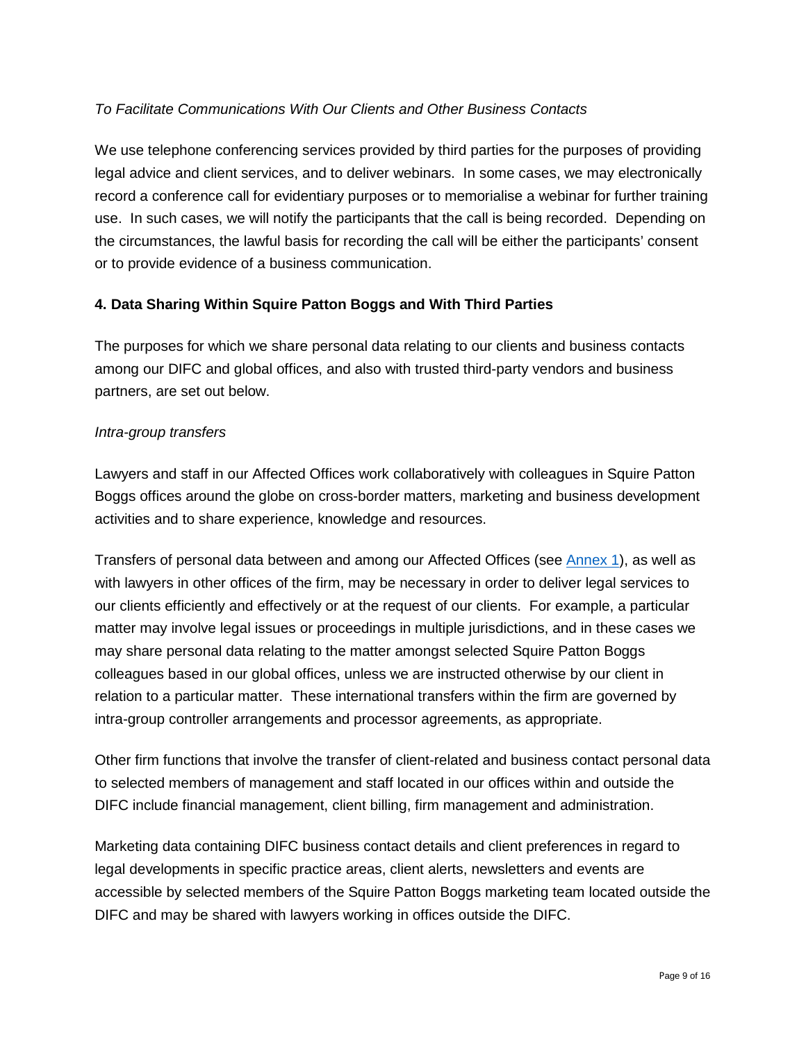*To Facilitate Communications With Our Clients and Other Business Contacts*

We use telephone conferencing services provided by third parties for the purposes of providing legal advice and client services, and to deliver webinars. In some cases, we may electronically record a conference call for evidentiary purposes or to memorialise a webinar for further training use. In such cases, we will notify the participants that the call is being recorded. Depending on the circumstances, the lawful basis for recording the call will be either the participants' consent or to provide evidence of a business communication.

## 4. Data Sharing Within Squire Patton Boggs and With Third Parties

The purposes for which we share personal data relating to our clients and business contacts among our DIFC and global offices, and also with trusted third-party vendors and business partners, are set out below.

*Intra-group transfers*

Lawyers and staff in our Affected Offices work collaboratively with colleagues in Squire Patton Boggs offices around the globe on cross-border matters, marketing and business development activities and to share experience, knowledge and resources.

Transfers of personal data between and among our Affected Offices (see Annex 1), as well as with lawyers in other offices of the firm, may be necessary in order to deliver legal services to our clients efficiently and effectively or at the request of our clients. For example, a particular matter may involve legal issues or proceedings in multiple jurisdictions, and in these cases we may share personal data relating to the matter amongst selected Squire Patton Boggs colleagues based in our global offices, unless we are instructed otherwise by our client in relation to a particular matter. These international transfers within the firm are governed by intra-group controller arrangements and processor agreements, as appropriate.

Other firm functions that involve the transfer of client-related and business contact personal data to selected members of management and staff located in our offices within and outside the DIFC include financial management, client billing, firm management and administration.

Marketing data containing DIFC business contact details and client preferences in regard to legal developments in specific practice areas, client alerts, newsletters and events are accessible by selected members of the Squire Patton Boggs marketing team located outside the DIFC and may be shared with lawyers working in offices outside the DIFC.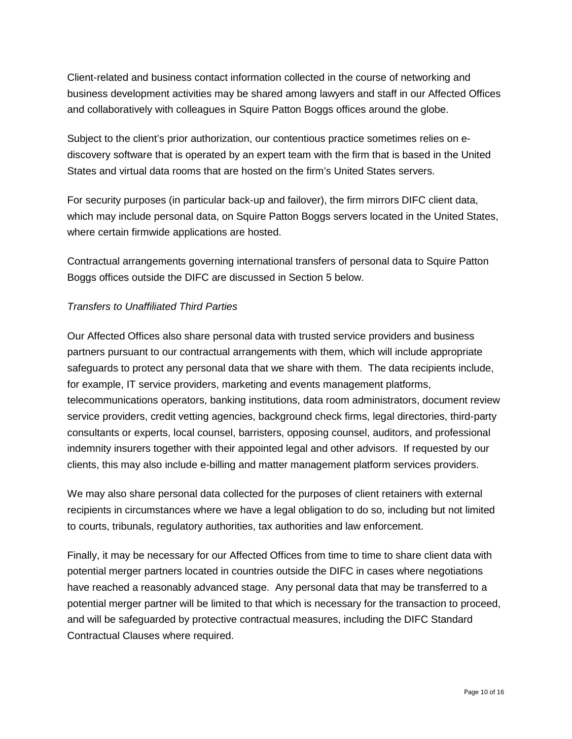Client-related and business contact information collected in the course of networking and business development activities may be shared among lawyers and staff in our Affected Offices and collaboratively with colleagues in Squire Patton Boggs offices around the globe.

Subject to the client's prior authorization, our contentious practice sometimes relies on e-discovery software that is operated by an expert team with the firm that is based in the United States and virtual data rooms that are hosted on the firm's United States servers.

For security purposes (in particular back-up and failover), the firm mirrors DIFC client data, which may include personal data, on Squire Patton Boggs servers located in the United States, where certain firmwide applications are hosted.

Contractual arrangements governing international transfers of personal data to Squire Patton Boggs offices outside the DIFC are discussed in Section 5 below.

*Transfers to Unaffiliated Third Parties*

Our Affected Offices also share personal data with trusted service providers and business partners pursuant to our contractual arrangements with them, which will include appropriate safeguards to protect any personal data that we share with them. The data recipients include, for example, IT service providers, marketing and events management platforms, telecommunications operators, banking institutions, data room administrators, document review service providers, credit vetting agencies, background check firms, legal directories, third-party consultants or experts, local counsel, barristers, opposing counsel, auditors, and professional indemnity insurers together with their appointed legal and other advisors. If requested by our clients, this may also include e-billing and matter management platform services providers.

We may also share personal data collected for the purposes of client retainers with external recipients in circumstances where we have a legal obligation to do so, including but not limited to courts, tribunals, regulatory authorities, tax authorities and law enforcement.

Finally, it may be necessary for our Affected Offices from time to time to share client data with potential merger partners located in countries outside the DIFC in cases where negotiations have reached a reasonably advanced stage. Any personal data that may be transferred to a potential merger partner will be limited to that which is necessary for the transaction to proceed, and will be safeguarded by protective contractual measures, including the DIFC Standard Contractual Clauses where required.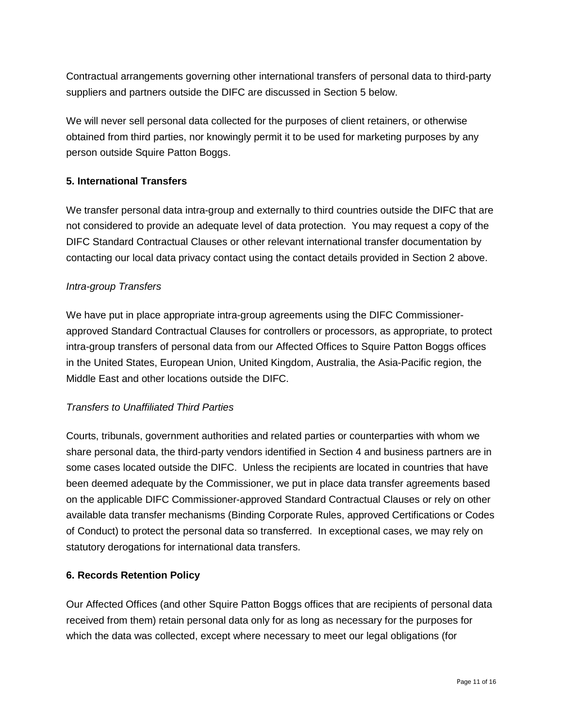Contractual arrangements governing other international transfers of personal data to third-party suppliers and partners outside the DIFC are discussed in Section 5 below.

We will never sell personal data collected for the purposes of client retainers, or otherwise obtained from third parties, nor knowingly permit it to be used for marketing purposes by any person outside Squire Patton Boggs.

## 5. International Transfers

We transfer personal data intra-group and externally to third countries outside the DIFC that are not considered to provide an adequate level of data protection. You may request a copy of the DIFC Standard Contractual Clauses or other relevant international transfer documentation by contacting our local data privacy contact using the contact details provided in Section 2 above.

*Intra-group Transfers*

We have put in place appropriate intra-group agreements using the DIFC Commissioner-approved Standard Contractual Clauses for controllers or processors, as appropriate, to protect intra-group transfers of personal data from our Affected Offices to Squire Patton Boggs offices in the United States, European Union, United Kingdom, Australia, the Asia-Pacific region, the Middle East and other locations outside the DIFC.

*Transfers to Unaffiliated Third Parties*

Courts, tribunals, government authorities and related parties or counterparties with whom we share personal data, the third-party vendors identified in Section 4 and business partners are in some cases located outside the DIFC. Unless the recipients are located in countries that have been deemed adequate by the Commissioner, we put in place data transfer agreements based on the applicable DIFC Commissioner-approved Standard Contractual Clauses or rely on other available data transfer mechanisms (Binding Corporate Rules, approved Certifications or Codes of Conduct) to protect the personal data so transferred. In exceptional cases, we may rely on statutory derogations for international data transfers.

## 6. Records Retention Policy

Our Affected Offices (and other Squire Patton Boggs offices that are recipients of personal data received from them) retain personal data only for as long as necessary for the purposes for which the data was collected, except where necessary to meet our legal obligations (for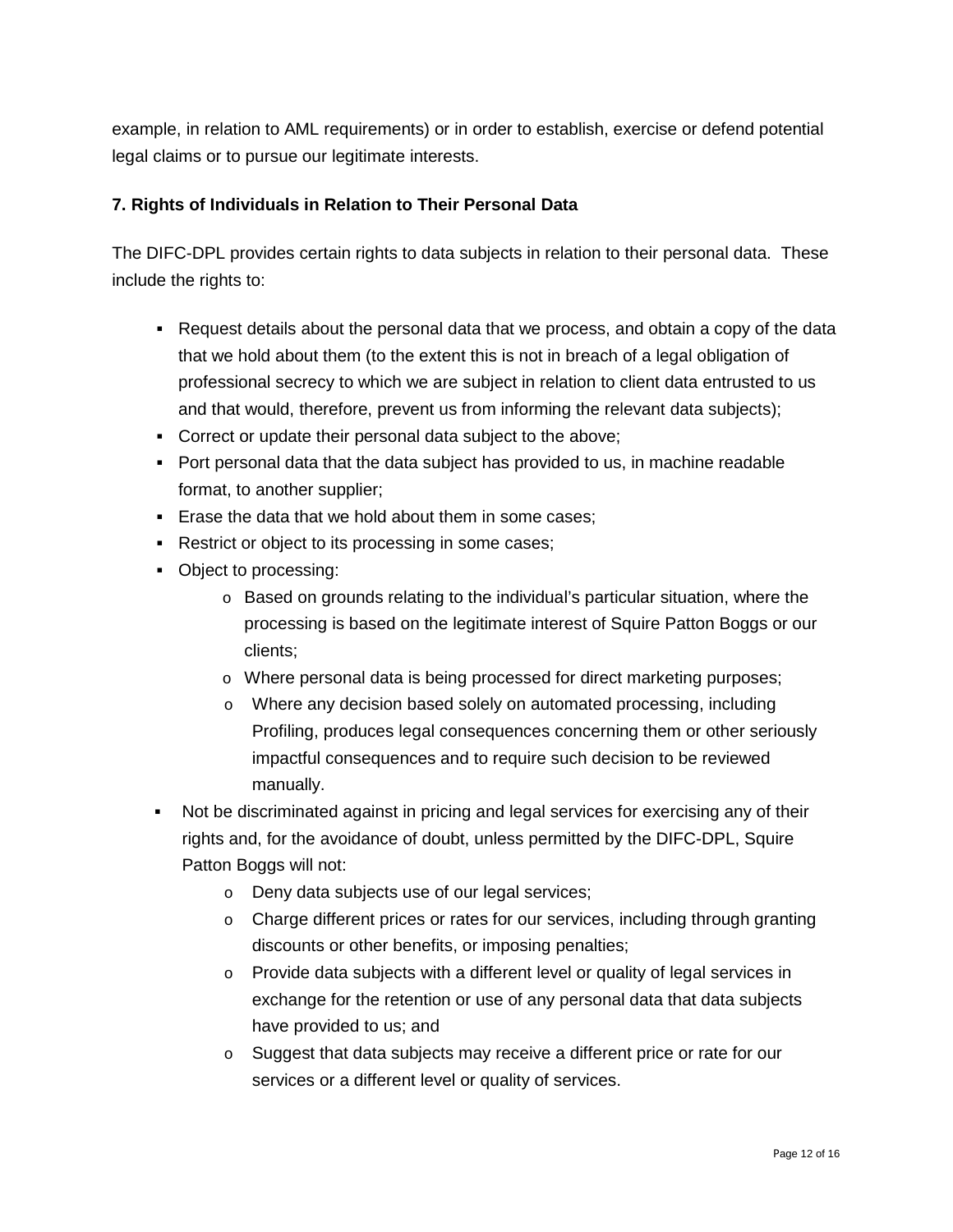example, in relation to AML requirements) or in order to establish, exercise or defend potential legal claims or to pursue our legitimate interests.

**7. Rights of Individuals in Relation to Their Personal Data**

The DIFC-DPL provides certain rights to data subjects in relation to their personal data. These include the rights to:

- Request details about the personal data that we process, and obtain a copy of the data that we hold about them (to the extent this is not in breach of a legal obligation of professional secrecy to which we are subject in relation to client data entrusted to us and that would, therefore, prevent us from informing the relevant data subjects);
- Correct or update their personal data subject to the above;
- Port personal data that the data subject has provided to us, in machine readable format, to another supplier;
- Erase the data that we hold about them in some cases;
- Restrict or object to its processing in some cases;
- Object to processing:
    - Based on grounds relating to the individual's particular situation, where the processing is based on the legitimate interest of Squire Patton Boggs or our clients;
    - Where personal data is being processed for direct marketing purposes;
    - Where any decision based solely on automated processing, including Profiling, produces legal consequences concerning them or other seriously impactful consequences and to require such decision to be reviewed manually.
- Not be discriminated against in pricing and legal services for exercising any of their rights and, for the avoidance of doubt, unless permitted by the DIFC-DPL, Squire Patton Boggs will not:
    - Deny data subjects use of our legal services;
    - Charge different prices or rates for our services, including through granting discounts or other benefits, or imposing penalties;
    - Provide data subjects with a different level or quality of legal services in exchange for the retention or use of any personal data that data subjects have provided to us; and
    - Suggest that data subjects may receive a different price or rate for our services or a different level or quality of services.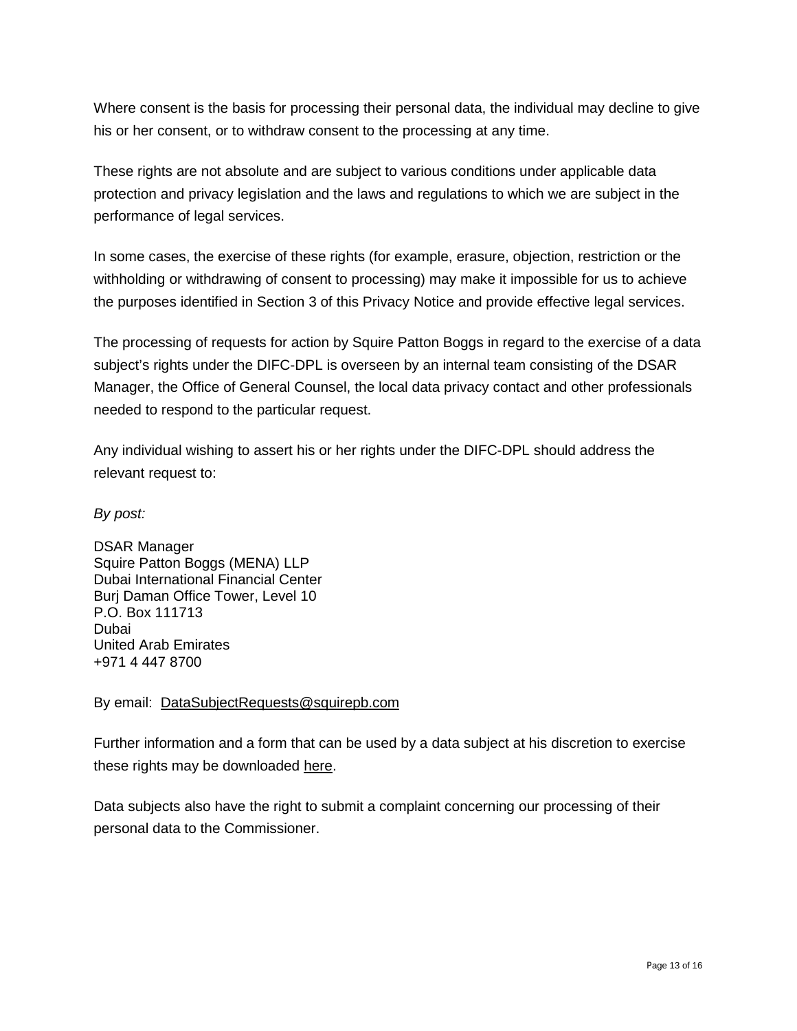Where consent is the basis for processing their personal data, the individual may decline to give his or her consent, or to withdraw consent to the processing at any time.

These rights are not absolute and are subject to various conditions under applicable data protection and privacy legislation and the laws and regulations to which we are subject in the performance of legal services.

In some cases, the exercise of these rights (for example, erasure, objection, restriction or the withholding or withdrawing of consent to processing) may make it impossible for us to achieve the purposes identified in Section 3 of this Privacy Notice and provide effective legal services.

The processing of requests for action by Squire Patton Boggs in regard to the exercise of a data subject's rights under the DIFC-DPL is overseen by an internal team consisting of the DSAR Manager, the Office of General Counsel, the local data privacy contact and other professionals needed to respond to the particular request.

Any individual wishing to assert his or her rights under the DIFC-DPL should address the relevant request to:

*By post:*

DSAR Manager
Squire Patton Boggs (MENA) LLP
Dubai International Financial Center
Burj Daman Office Tower, Level 10
P.O. Box 111713
Dubai
United Arab Emirates
+971 4 447 8700

By email: DataSubjectRequests@squirepb.com

Further information and a form that can be used by a data subject at his discretion to exercise these rights may be downloaded here.

Data subjects also have the right to submit a complaint concerning our processing of their personal data to the Commissioner.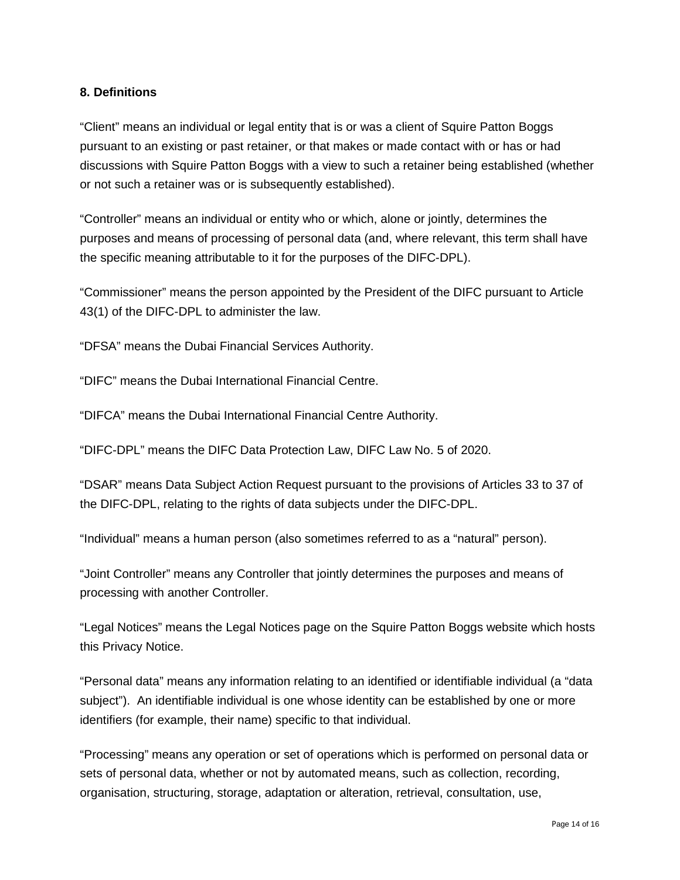### 8. Definitions

"Client" means an individual or legal entity that is or was a client of Squire Patton Boggs pursuant to an existing or past retainer, or that makes or made contact with or has or had discussions with Squire Patton Boggs with a view to such a retainer being established (whether or not such a retainer was or is subsequently established).

"Controller" means an individual or entity who or which, alone or jointly, determines the purposes and means of processing of personal data (and, where relevant, this term shall have the specific meaning attributable to it for the purposes of the DIFC-DPL).

"Commissioner" means the person appointed by the President of the DIFC pursuant to Article 43(1) of the DIFC-DPL to administer the law.

"DFSA" means the Dubai Financial Services Authority.

"DIFC" means the Dubai International Financial Centre.

"DIFCA" means the Dubai International Financial Centre Authority.

"DIFC-DPL" means the DIFC Data Protection Law, DIFC Law No. 5 of 2020.

"DSAR" means Data Subject Action Request pursuant to the provisions of Articles 33 to 37 of the DIFC-DPL, relating to the rights of data subjects under the DIFC-DPL.

"Individual" means a human person (also sometimes referred to as a "natural" person).

"Joint Controller" means any Controller that jointly determines the purposes and means of processing with another Controller.

"Legal Notices" means the Legal Notices page on the Squire Patton Boggs website which hosts this Privacy Notice.

"Personal data" means any information relating to an identified or identifiable individual (a "data subject"). An identifiable individual is one whose identity can be established by one or more identifiers (for example, their name) specific to that individual.

"Processing" means any operation or set of operations which is performed on personal data or sets of personal data, whether or not by automated means, such as collection, recording, organisation, structuring, storage, adaptation or alteration, retrieval, consultation, use,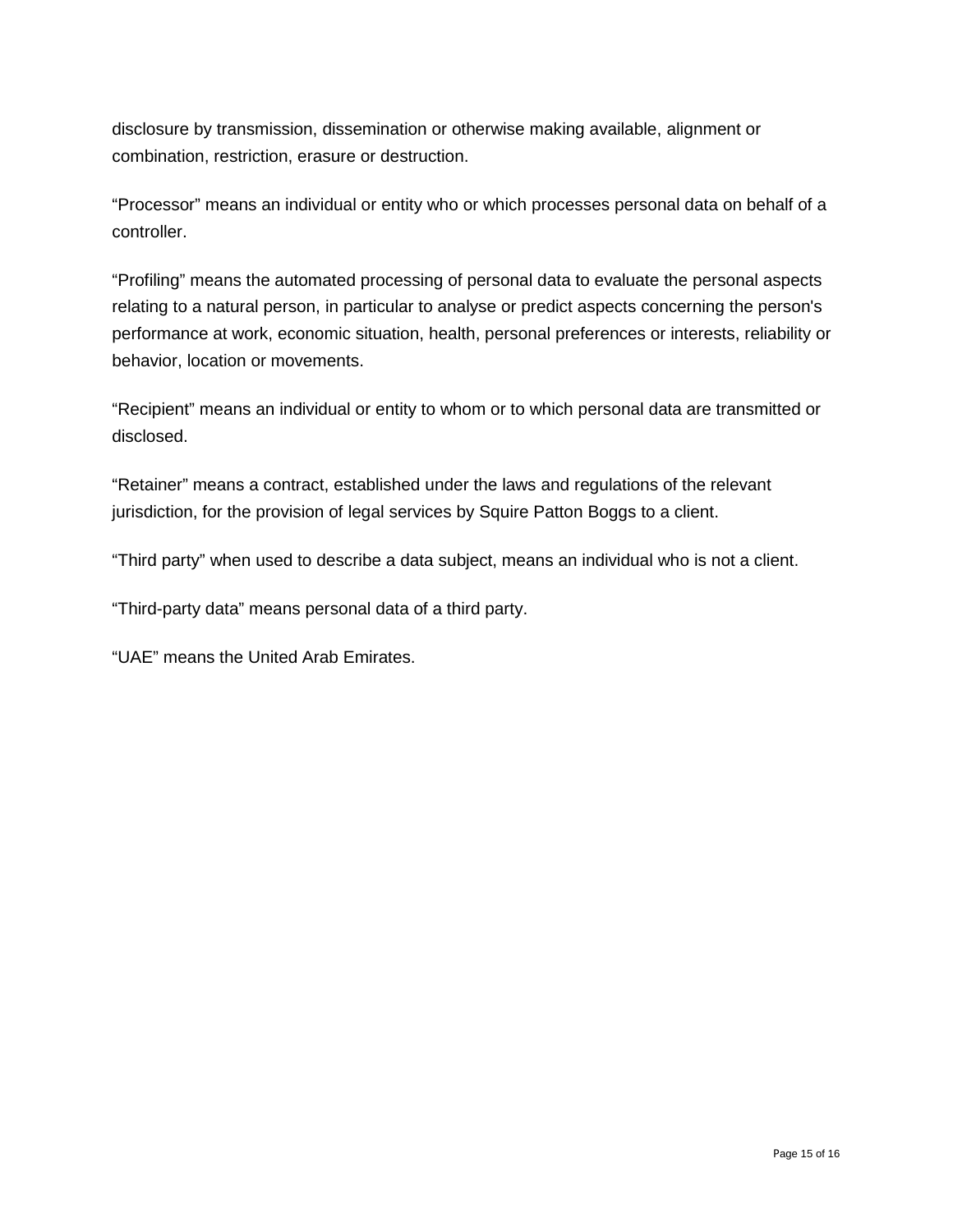disclosure by transmission, dissemination or otherwise making available, alignment or combination, restriction, erasure or destruction.

“Processor” means an individual or entity who or which processes personal data on behalf of a controller.

“Profiling” means the automated processing of personal data to evaluate the personal aspects relating to a natural person, in particular to analyse or predict aspects concerning the person's performance at work, economic situation, health, personal preferences or interests, reliability or behavior, location or movements.

“Recipient” means an individual or entity to whom or to which personal data are transmitted or disclosed.

“Retainer” means a contract, established under the laws and regulations of the relevant jurisdiction, for the provision of legal services by Squire Patton Boggs to a client.

“Third party” when used to describe a data subject, means an individual who is not a client.

“Third-party data” means personal data of a third party.

“UAE” means the United Arab Emirates.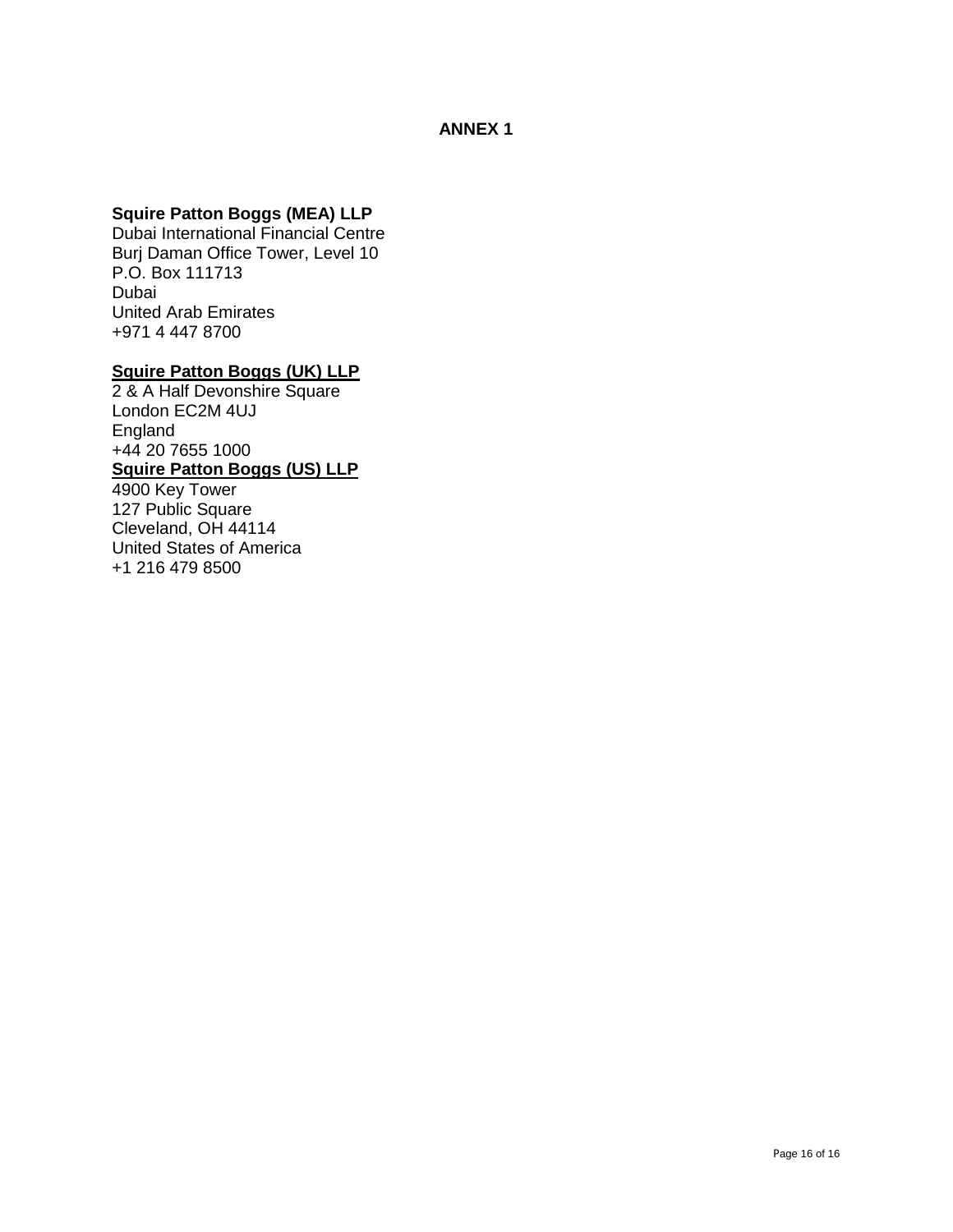# ANNEX 1

**Squire Patton Boggs (MEA) LLP**
Dubai International Financial Centre
Burj Daman Office Tower, Level 10
P.O. Box 111713
Dubai
United Arab Emirates
+971 4 447 8700

**Squire Patton Boggs (UK) LLP**
2 & A Half Devonshire Square
London EC2M 4UJ
England
+44 20 7655 1000

**Squire Patton Boggs (US) LLP**
4900 Key Tower
127 Public Square
Cleveland, OH 44114
United States of America
+1 216 479 8500